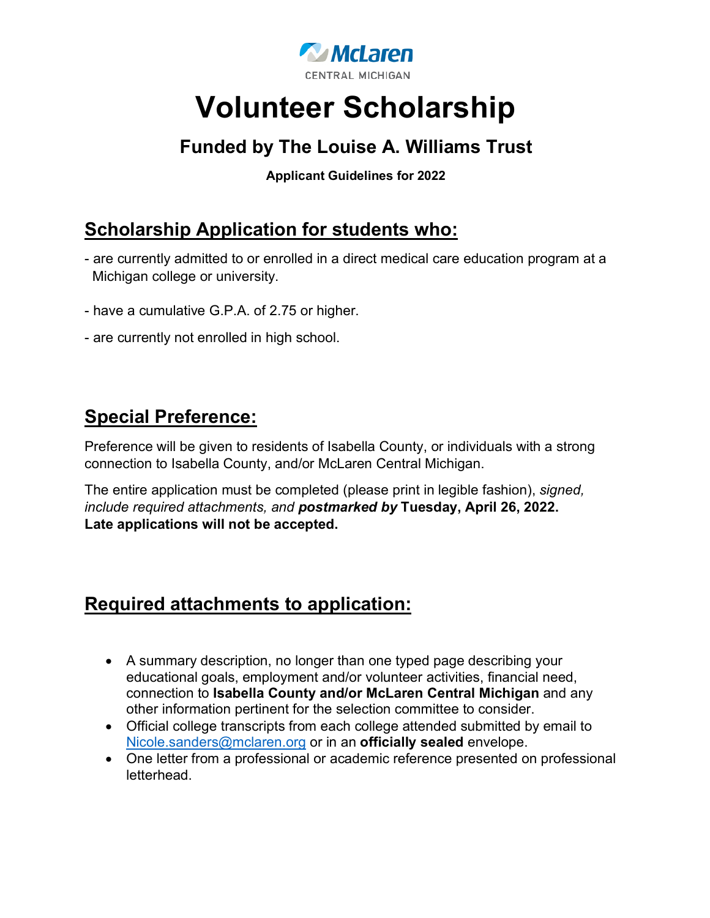McLaren CENTRAL MICHIGAN

# Volunteer Scholarship

## Funded by The Louise A. Williams Trust

**Applicant Guidelines for 2022**

## Scholarship Application for students who:

- are currently admitted to or enrolled in a direct medical care education program at a Michigan college or university.
- have a cumulative G.P.A. of 2.75 or higher.
- are currently not enrolled in high school.

## Special Preference:

Preference will be given to residents of Isabella County, or individuals with a strong connection to Isabella County, and/or McLaren Central Michigan.

The entire application must be completed (please print in legible fashion), *signed, include required attachments, and* ***postmarked by*** **Tuesday, April 26, 2022. Late applications will not be accepted.**

## Required attachments to application:

- A summary description, no longer than one typed page describing your educational goals, employment and/or volunteer activities, financial need, connection to **Isabella County and/or McLaren Central Michigan** and any other information pertinent for the selection committee to consider.
- Official college transcripts from each college attended submitted by email to Nicole.sanders@mclaren.org or in an **officially sealed** envelope.
- One letter from a professional or academic reference presented on professional letterhead.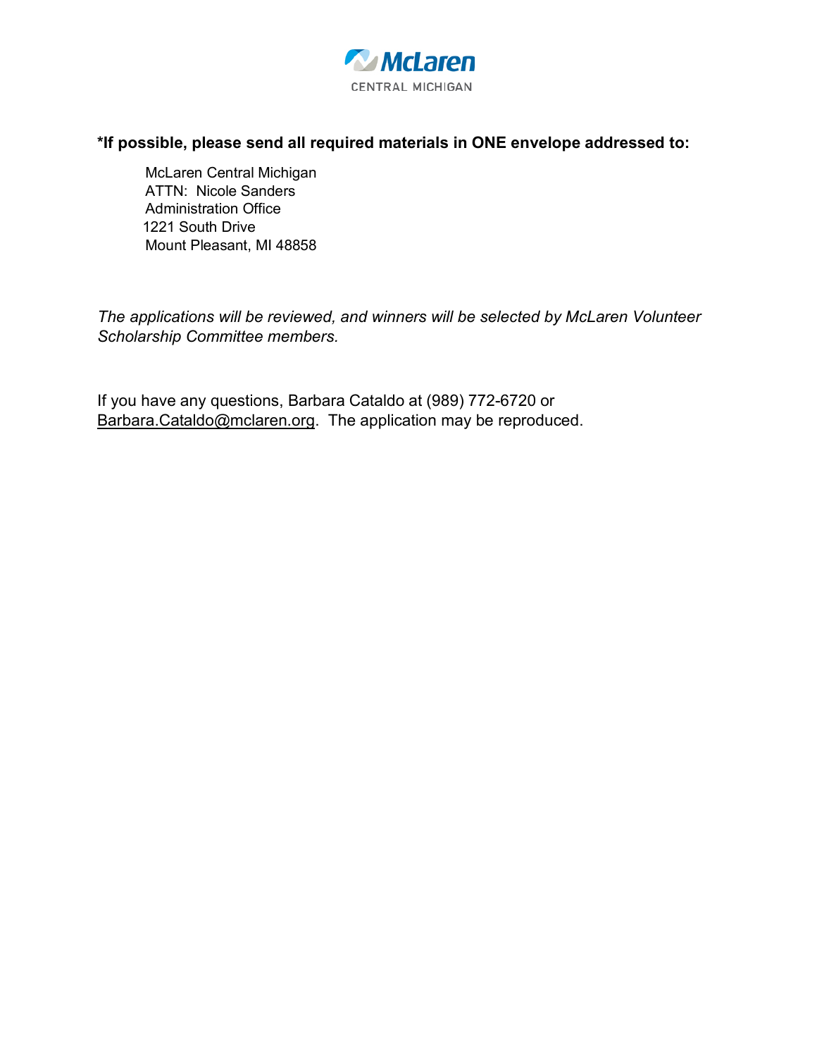McLaren

CENTRAL MICHIGAN

**\*If possible, please send all required materials in ONE envelope addressed to:**

McLaren Central Michigan
ATTN: Nicole Sanders
Administration Office
1221 South Drive
Mount Pleasant, MI 48858

*The applications will be reviewed, and winners will be selected by McLaren Volunteer Scholarship Committee members.*

If you have any questions, Barbara Cataldo at (989) 772-6720 or Barbara.Cataldo@mclaren.org. The application may be reproduced.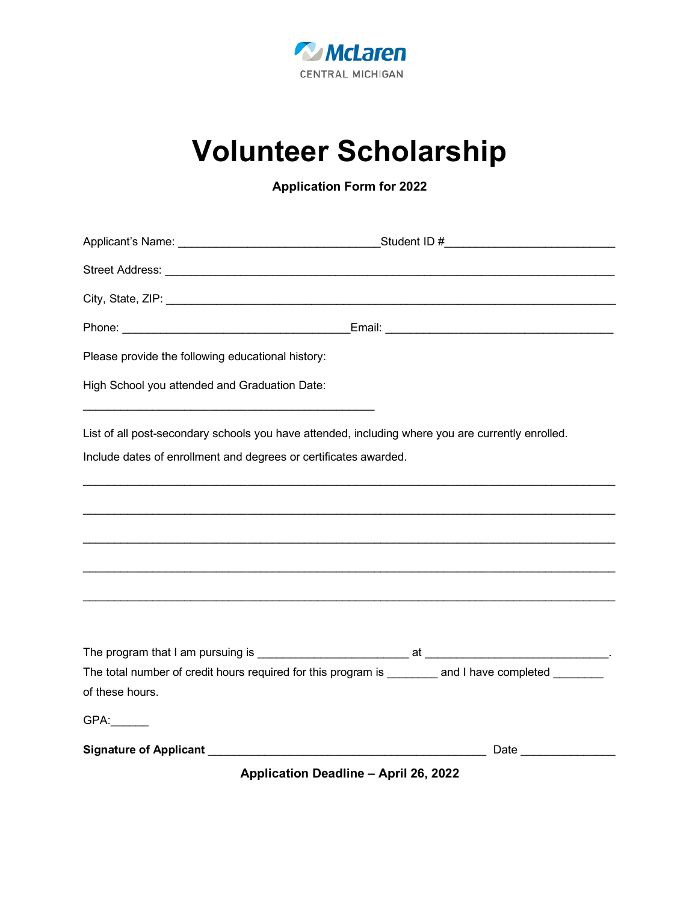McLaren

CENTRAL MICHIGAN

# Volunteer Scholarship

**Application Form for 2022**

Applicant's Name: ________________________________Student ID #__________________________

Street Address: ______________________________________________________________________

City, State, ZIP: ______________________________________________________________________

Phone: ___________________________________Email: ___________________________________

Please provide the following educational history:

High School you attended and Graduation Date:

______________________________________________

List of all post-secondary schools you have attended, including where you are currently enrolled.

Include dates of enrollment and degrees or certificates awarded.

_____________________________________________________________________________________

_____________________________________________________________________________________

_____________________________________________________________________________________

_____________________________________________________________________________________

_____________________________________________________________________________________

The program that I am pursuing is _______________________ at ____________________________.
The total number of credit hours required for this program is ________ and I have completed ________ of these hours.

GPA:______

**Signature of Applicant** ___________________________________________ Date ______________

**Application Deadline – April 26, 2022**